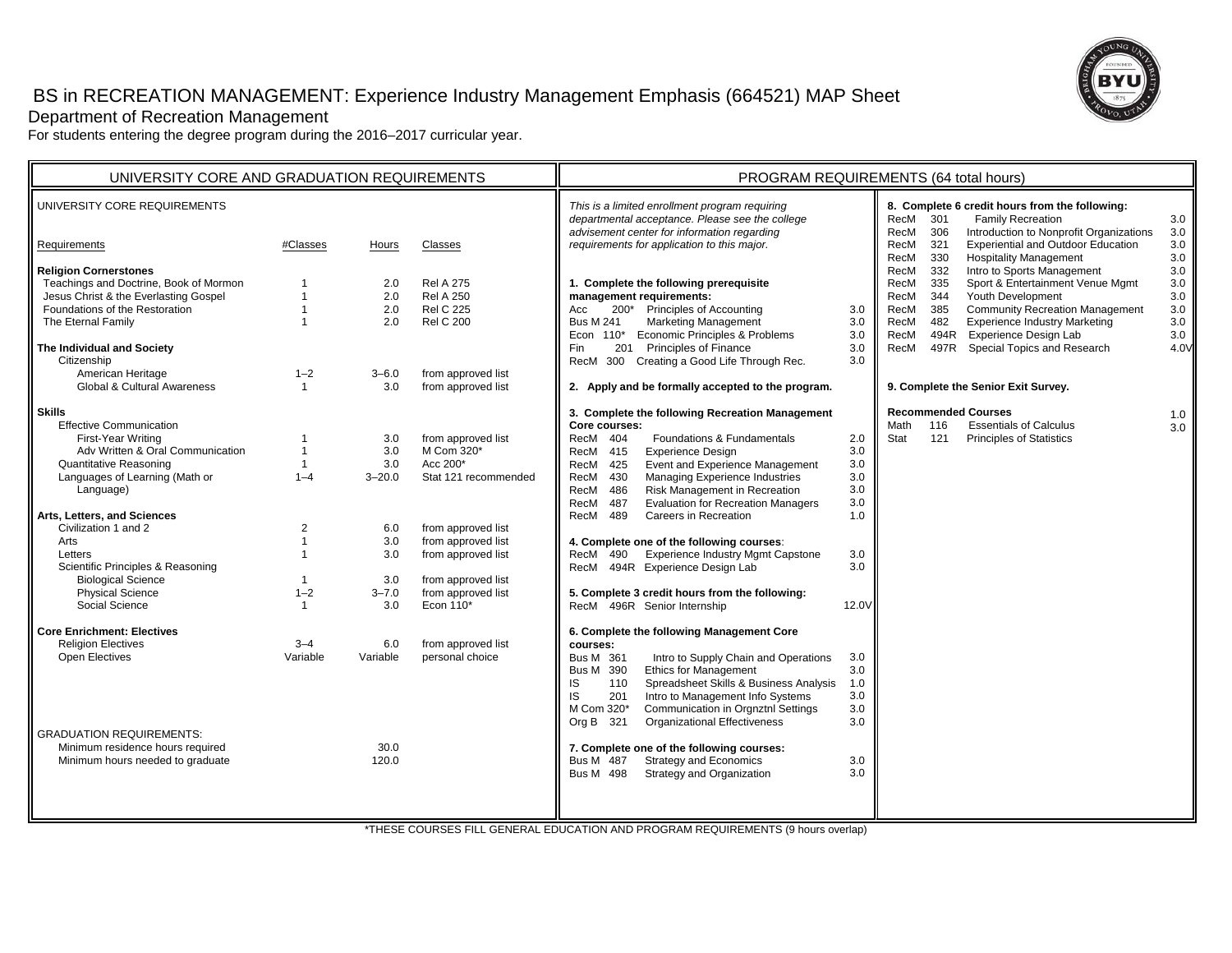# BS in RECREATION MANAGEMENT: Experience Industry Management Emphasis (664521) MAP Sheet

Department of Recreation Management

For students entering the degree program during the 2016–2017 curricular year.

## UNIVERSITY CORE AND GRADUATION REQUIREMENTS

UNIVERSITY CORE REQUIREMENTS

| Requirements | #Classes | Hours | Classes |
|---|---|---|---|
| **Religion Cornerstones** | | | |
| Teachings and Doctrine, Book of Mormon | 1 | 2.0 | Rel A 275 |
| Jesus Christ & the Everlasting Gospel | 1 | 2.0 | Rel A 250 |
| Foundations of the Restoration | 1 | 2.0 | Rel C 225 |
| The Eternal Family | 1 | 2.0 | Rel C 200 |
| **The Individual and Society** | | | |
| Citizenship | | | |
| American Heritage | 1–2 | 3–6.0 | from approved list |
| Global & Cultural Awareness | 1 | 3.0 | from approved list |
| **Skills** | | | |
| Effective Communication | | | |
| First-Year Writing | 1 | 3.0 | from approved list |
| Adv Written & Oral Communication | 1 | 3.0 | M Com 320* |
| Quantitative Reasoning | 1 | 3.0 | Acc 200* |
| Languages of Learning (Math or Language) | 1–4 | 3–20.0 | Stat 121 recommended |
| **Arts, Letters, and Sciences** | | | |
| Civilization 1 and 2 | 2 | 6.0 | from approved list |
| Arts | 1 | 3.0 | from approved list |
| Letters | 1 | 3.0 | from approved list |
| Scientific Principles & Reasoning | | | |
| Biological Science | 1 | 3.0 | from approved list |
| Physical Science | 1–2 | 3–7.0 | from approved list |
| Social Science | 1 | 3.0 | Econ 110* |
| **Core Enrichment: Electives** | | | |
| Religion Electives | 3–4 | 6.0 | from approved list |
| Open Electives | Variable | Variable | personal choice |

GRADUATION REQUIREMENTS:

| | |
|---|---|
| Minimum residence hours required | 30.0 |
| Minimum hours needed to graduate | 120.0 |

## PROGRAM REQUIREMENTS (64 total hours)

*This is a limited enrollment program requiring departmental acceptance. Please see the college advisement center for information regarding requirements for application to this major.*

**1. Complete the following prerequisite management requirements:**

| | | | |
|---|---|---|---|
| Acc | 200* | Principles of Accounting | 3.0 |
| Bus M | 241 | Marketing Management | 3.0 |
| Econ | 110* | Economic Principles & Problems | 3.0 |
| Fin | 201 | Principles of Finance | 3.0 |
| RecM | 300 | Creating a Good Life Through Rec. | 3.0 |

**2. Apply and be formally accepted to the program.**

**3. Complete the following Recreation Management Core courses:**

| | | | |
|---|---|---|---|
| RecM | 404 | Foundations & Fundamentals | 2.0 |
| RecM | 415 | Experience Design | 3.0 |
| RecM | 425 | Event and Experience Management | 3.0 |
| RecM | 430 | Managing Experience Industries | 3.0 |
| RecM | 486 | Risk Management in Recreation | 3.0 |
| RecM | 487 | Evaluation for Recreation Managers | 3.0 |
| RecM | 489 | Careers in Recreation | 1.0 |

**4. Complete one of the following courses:**

| | | | |
|---|---|---|---|
| RecM | 490 | Experience Industry Mgmt Capstone | 3.0 |
| RecM | 494R | Experience Design Lab | 3.0 |

**5. Complete 3 credit hours from the following:**

| | | | |
|---|---|---|---|
| RecM | 496R | Senior Internship | 12.0V |

**6. Complete the following Management Core courses:**

| | | | |
|---|---|---|---|
| Bus M | 361 | Intro to Supply Chain and Operations | 3.0 |
| Bus M | 390 | Ethics for Management | 3.0 |
| IS | 110 | Spreadsheet Skills & Business Analysis | 1.0 |
| IS | 201 | Intro to Management Info Systems | 3.0 |
| M Com | 320* | Communication in Orgnztnl Settings | 3.0 |
| Org B | 321 | Organizational Effectiveness | 3.0 |

**7. Complete one of the following courses:**

| | | | |
|---|---|---|---|
| Bus M | 487 | Strategy and Economics | 3.0 |
| Bus M | 498 | Strategy and Organization | 3.0 |

**8. Complete 6 credit hours from the following:**

| | | | |
|---|---|---|---|
| RecM | 301 | Family Recreation | 3.0 |
| RecM | 306 | Introduction to Nonprofit Organizations | 3.0 |
| RecM | 321 | Experiential and Outdoor Education | 3.0 |
| RecM | 330 | Hospitality Management | 3.0 |
| RecM | 332 | Intro to Sports Management | 3.0 |
| RecM | 335 | Sport & Entertainment Venue Mgmt | 3.0 |
| RecM | 344 | Youth Development | 3.0 |
| RecM | 385 | Community Recreation Management | 3.0 |
| RecM | 482 | Experience Industry Marketing | 3.0 |
| RecM | 494R | Experience Design Lab | 3.0 |
| RecM | 497R | Special Topics and Research | 4.0V |

**9. Complete the Senior Exit Survey.**

**Recommended Courses**

| | | | |
|---|---|---|---|
| Math | 116 | Essentials of Calculus | 1.0 |
| Stat | 121 | Principles of Statistics | 3.0 |

*THESE COURSES FILL GENERAL EDUCATION AND PROGRAM REQUIREMENTS (9 hours overlap)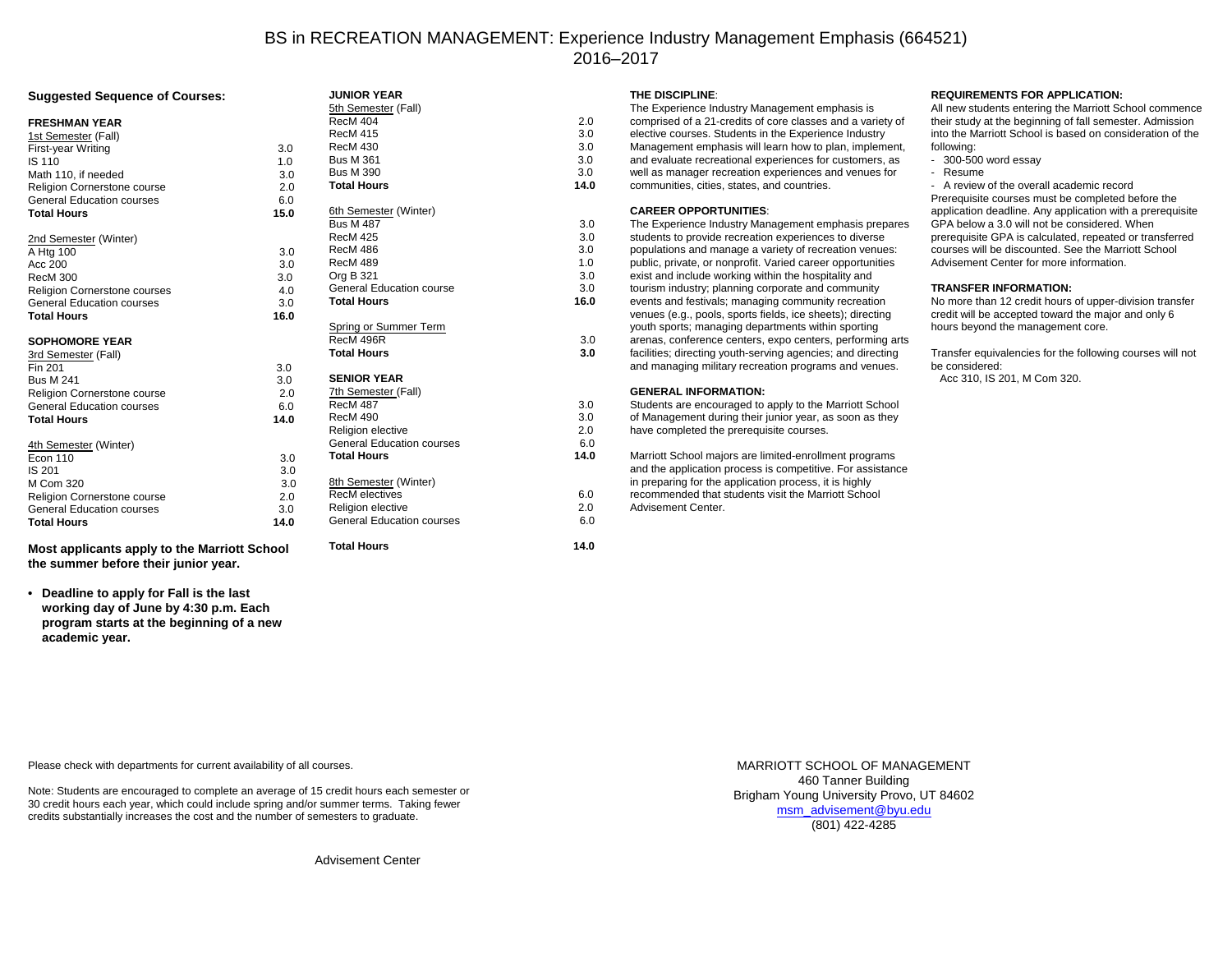# BS in RECREATION MANAGEMENT: Experience Industry Management Emphasis (664521)

## 2016–2017

### Suggested Sequence of Courses:

**FRESHMAN YEAR**

| 1st Semester (Fall) | |
|---|---|
| First-year Writing | 3.0 |
| IS 110 | 1.0 |
| Math 110, if needed | 3.0 |
| Religion Cornerstone course | 2.0 |
| General Education courses | 6.0 |
| **Total Hours** | **15.0** |

| 2nd Semester (Winter) | |
|---|---|
| A Htg 100 | 3.0 |
| Acc 200 | 3.0 |
| RecM 300 | 3.0 |
| Religion Cornerstone courses | 4.0 |
| General Education courses | 3.0 |
| **Total Hours** | **16.0** |

**SOPHOMORE YEAR**

| 3rd Semester (Fall) | |
|---|---|
| Fin 201 | 3.0 |
| Bus M 241 | 3.0 |
| Religion Cornerstone course | 2.0 |
| General Education courses | 6.0 |
| **Total Hours** | **14.0** |

| 4th Semester (Winter) | |
|---|---|
| Econ 110 | 3.0 |
| IS 201 | 3.0 |
| M Com 320 | 3.0 |
| Religion Cornerstone course | 2.0 |
| General Education courses | 3.0 |
| **Total Hours** | **14.0** |

**Most applicants apply to the Marriott School the summer before their junior year.**

- **Deadline to apply for Fall is the last working day of June by 4:30 p.m. Each program starts at the beginning of a new academic year.**

**JUNIOR YEAR**

| 5th Semester (Fall) | |
|---|---|
| RecM 404 | 2.0 |
| RecM 415 | 3.0 |
| RecM 430 | 3.0 |
| Bus M 361 | 3.0 |
| Bus M 390 | 3.0 |
| **Total Hours** | **14.0** |

| 6th Semester (Winter) | |
|---|---|
| Bus M 487 | 3.0 |
| RecM 425 | 3.0 |
| RecM 486 | 3.0 |
| RecM 489 | 1.0 |
| Org B 321 | 3.0 |
| General Education course | 3.0 |
| **Total Hours** | **16.0** |

| Spring or Summer Term | |
|---|---|
| RecM 496R | 3.0 |
| **Total Hours** | **3.0** |

**SENIOR YEAR**

| 7th Semester (Fall) | |
|---|---|
| RecM 487 | 3.0 |
| RecM 490 | 3.0 |
| Religion elective | 2.0 |
| General Education courses | 6.0 |
| **Total Hours** | **14.0** |

| 8th Semester (Winter) | |
|---|---|
| RecM electives | 6.0 |
| Religion elective | 2.0 |
| General Education courses | 6.0 |
| **Total Hours** | **14.0** |

**THE DISCIPLINE**:

The Experience Industry Management emphasis is comprised of a 21-credits of core classes and a variety of elective courses. Students in the Experience Industry Management emphasis will learn how to plan, implement, and evaluate recreational experiences for customers, as well as manager recreation experiences and venues for communities, cities, states, and countries.

**CAREER OPPORTUNITIES**:

The Experience Industry Management emphasis prepares students to provide recreation experiences to diverse populations and manage a variety of recreation venues: public, private, or nonprofit. Varied career opportunities exist and include working within the hospitality and tourism industry; planning corporate and community events and festivals; managing community recreation venues (e.g., pools, sports fields, ice sheets); directing youth sports; managing departments within sporting arenas, conference centers, expo centers, performing arts facilities; directing youth-serving agencies; and directing and managing military recreation programs and venues.

**GENERAL INFORMATION:**

Students are encouraged to apply to the Marriott School of Management during their junior year, as soon as they have completed the prerequisite courses.

Marriott School majors are limited-enrollment programs and the application process is competitive. For assistance in preparing for the application process, it is highly recommended that students visit the Marriott School Advisement Center.

**REQUIREMENTS FOR APPLICATION:**

All new students entering the Marriott School commence their study at the beginning of fall semester. Admission into the Marriott School is based on consideration of the following:

- 300-500 word essay
- Resume
- A review of the overall academic record

Prerequisite courses must be completed before the application deadline. Any application with a prerequisite GPA below a 3.0 will not be considered. When prerequisite GPA is calculated, repeated or transferred courses will be discounted. See the Marriott School Advisement Center for more information.

**TRANSFER INFORMATION:**

No more than 12 credit hours of upper-division transfer credit will be accepted toward the major and only 6 hours beyond the management core.

Transfer equivalencies for the following courses will not be considered:

Acc 310, IS 201, M Com 320.

Please check with departments for current availability of all courses.

Note: Students are encouraged to complete an average of 15 credit hours each semester or 30 credit hours each year, which could include spring and/or summer terms. Taking fewer credits substantially increases the cost and the number of semesters to graduate.

Advisement Center

MARRIOTT SCHOOL OF MANAGEMENT
460 Tanner Building
Brigham Young University Provo, UT 84602
msm_advisement@byu.edu
(801) 422-4285